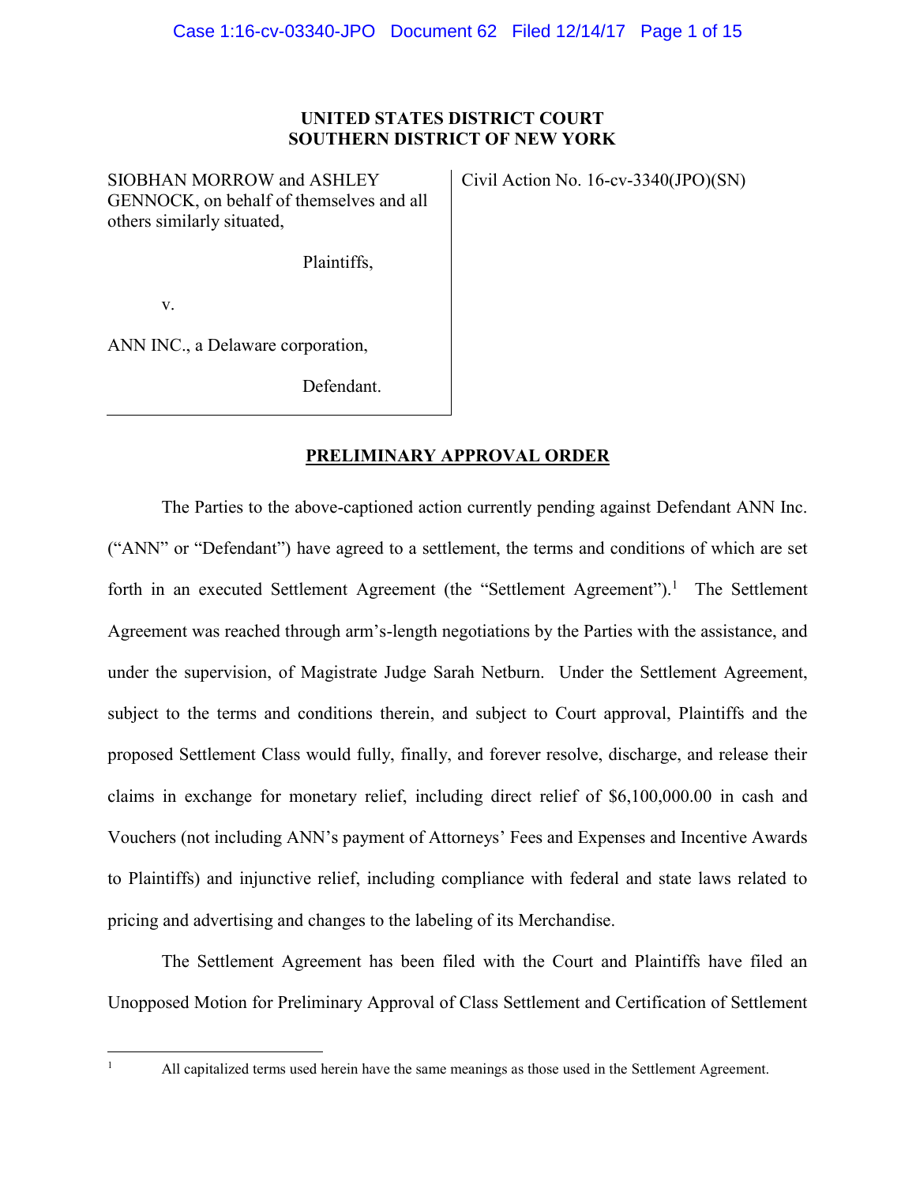**UNITED STATES DISTRICT COURT**
**SOUTHERN DISTRICT OF NEW YORK**

| | |
|---|---|
| SIOBHAN MORROW and ASHLEY GENNOCK, on behalf of themselves and all others similarly situated,<br><br>Plaintiffs,<br><br>v.<br><br>ANN INC., a Delaware corporation,<br><br>Defendant. | Civil Action No. 16-cv-3340(JPO)(SN) |

**PRELIMINARY APPROVAL ORDER**

The Parties to the above-captioned action currently pending against Defendant ANN Inc. ("ANN" or "Defendant") have agreed to a settlement, the terms and conditions of which are set forth in an executed Settlement Agreement (the "Settlement Agreement").[1] The Settlement Agreement was reached through arm's-length negotiations by the Parties with the assistance, and under the supervision, of Magistrate Judge Sarah Netburn. Under the Settlement Agreement, subject to the terms and conditions therein, and subject to Court approval, Plaintiffs and the proposed Settlement Class would fully, finally, and forever resolve, discharge, and release their claims in exchange for monetary relief, including direct relief of $6,100,000.00 in cash and Vouchers (not including ANN's payment of Attorneys' Fees and Expenses and Incentive Awards to Plaintiffs) and injunctive relief, including compliance with federal and state laws related to pricing and advertising and changes to the labeling of its Merchandise.

The Settlement Agreement has been filed with the Court and Plaintiffs have filed an Unopposed Motion for Preliminary Approval of Class Settlement and Certification of Settlement

[1] All capitalized terms used herein have the same meanings as those used in the Settlement Agreement.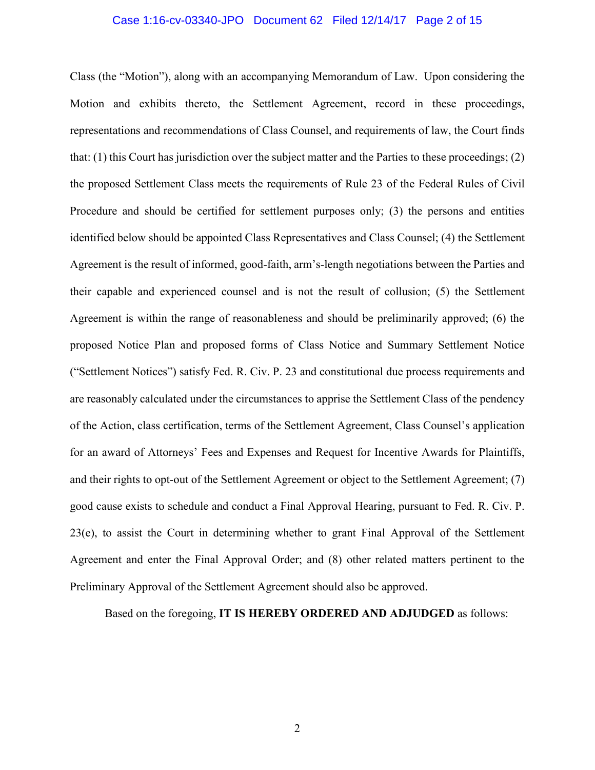Class (the "Motion"), along with an accompanying Memorandum of Law. Upon considering the Motion and exhibits thereto, the Settlement Agreement, record in these proceedings, representations and recommendations of Class Counsel, and requirements of law, the Court finds that: (1) this Court has jurisdiction over the subject matter and the Parties to these proceedings; (2) the proposed Settlement Class meets the requirements of Rule 23 of the Federal Rules of Civil Procedure and should be certified for settlement purposes only; (3) the persons and entities identified below should be appointed Class Representatives and Class Counsel; (4) the Settlement Agreement is the result of informed, good-faith, arm's-length negotiations between the Parties and their capable and experienced counsel and is not the result of collusion; (5) the Settlement Agreement is within the range of reasonableness and should be preliminarily approved; (6) the proposed Notice Plan and proposed forms of Class Notice and Summary Settlement Notice ("Settlement Notices") satisfy Fed. R. Civ. P. 23 and constitutional due process requirements and are reasonably calculated under the circumstances to apprise the Settlement Class of the pendency of the Action, class certification, terms of the Settlement Agreement, Class Counsel's application for an award of Attorneys' Fees and Expenses and Request for Incentive Awards for Plaintiffs, and their rights to opt-out of the Settlement Agreement or object to the Settlement Agreement; (7) good cause exists to schedule and conduct a Final Approval Hearing, pursuant to Fed. R. Civ. P. 23(e), to assist the Court in determining whether to grant Final Approval of the Settlement Agreement and enter the Final Approval Order; and (8) other related matters pertinent to the Preliminary Approval of the Settlement Agreement should also be approved.

Based on the foregoing, **IT IS HEREBY ORDERED AND ADJUDGED** as follows: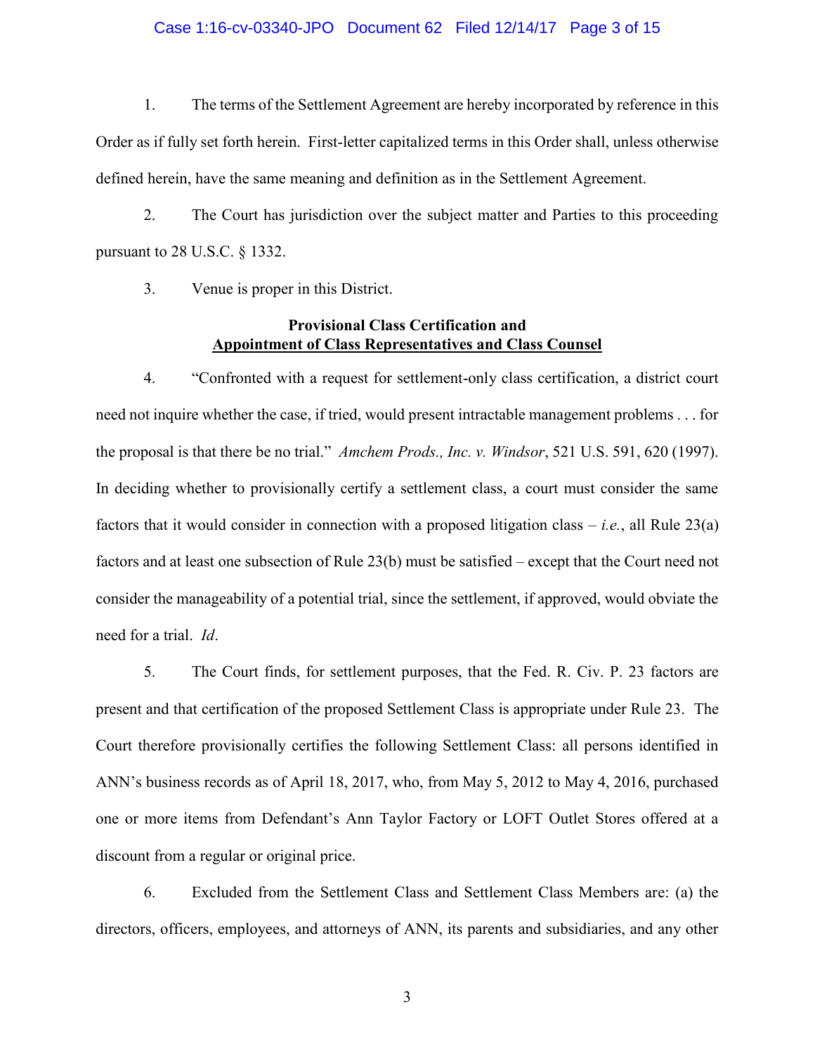1. The terms of the Settlement Agreement are hereby incorporated by reference in this Order as if fully set forth herein. First-letter capitalized terms in this Order shall, unless otherwise defined herein, have the same meaning and definition as in the Settlement Agreement.

2. The Court has jurisdiction over the subject matter and Parties to this proceeding pursuant to 28 U.S.C. § 1332.

3. Venue is proper in this District.

**Provisional Class Certification and**
**<u>Appointment of Class Representatives and Class Counsel</u>**

4. "Confronted with a request for settlement-only class certification, a district court need not inquire whether the case, if tried, would present intractable management problems . . . for the proposal is that there be no trial." *Amchem Prods., Inc. v. Windsor*, 521 U.S. 591, 620 (1997). In deciding whether to provisionally certify a settlement class, a court must consider the same factors that it would consider in connection with a proposed litigation class – *i.e.*, all Rule 23(a) factors and at least one subsection of Rule 23(b) must be satisfied – except that the Court need not consider the manageability of a potential trial, since the settlement, if approved, would obviate the need for a trial. *Id*.

5. The Court finds, for settlement purposes, that the Fed. R. Civ. P. 23 factors are present and that certification of the proposed Settlement Class is appropriate under Rule 23. The Court therefore provisionally certifies the following Settlement Class: all persons identified in ANN's business records as of April 18, 2017, who, from May 5, 2012 to May 4, 2016, purchased one or more items from Defendant's Ann Taylor Factory or LOFT Outlet Stores offered at a discount from a regular or original price.

6. Excluded from the Settlement Class and Settlement Class Members are: (a) the directors, officers, employees, and attorneys of ANN, its parents and subsidiaries, and any other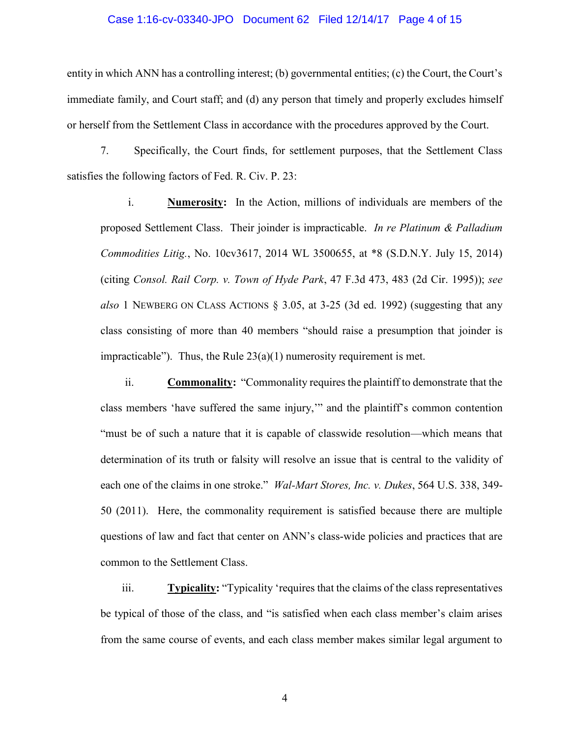entity in which ANN has a controlling interest; (b) governmental entities; (c) the Court, the Court's immediate family, and Court staff; and (d) any person that timely and properly excludes himself or herself from the Settlement Class in accordance with the procedures approved by the Court.

7. Specifically, the Court finds, for settlement purposes, that the Settlement Class satisfies the following factors of Fed. R. Civ. P. 23:

i. **Numerosity:** In the Action, millions of individuals are members of the proposed Settlement Class. Their joinder is impracticable. *In re Platinum & Palladium Commodities Litig.*, No. 10cv3617, 2014 WL 3500655, at *8 (S.D.N.Y. July 15, 2014) (citing *Consol. Rail Corp. v. Town of Hyde Park*, 47 F.3d 473, 483 (2d Cir. 1995)); *see also* 1 NEWBERG ON CLASS ACTIONS § 3.05, at 3-25 (3d ed. 1992) (suggesting that any class consisting of more than 40 members "should raise a presumption that joinder is impracticable"). Thus, the Rule 23(a)(1) numerosity requirement is met.

ii. **Commonality:** "Commonality requires the plaintiff to demonstrate that the class members 'have suffered the same injury,'" and the plaintiff's common contention "must be of such a nature that it is capable of classwide resolution—which means that determination of its truth or falsity will resolve an issue that is central to the validity of each one of the claims in one stroke." *Wal-Mart Stores, Inc. v. Dukes*, 564 U.S. 338, 349-50 (2011). Here, the commonality requirement is satisfied because there are multiple questions of law and fact that center on ANN's class-wide policies and practices that are common to the Settlement Class.

iii. **Typicality:** "Typicality 'requires that the claims of the class representatives be typical of those of the class, and "is satisfied when each class member's claim arises from the same course of events, and each class member makes similar legal argument to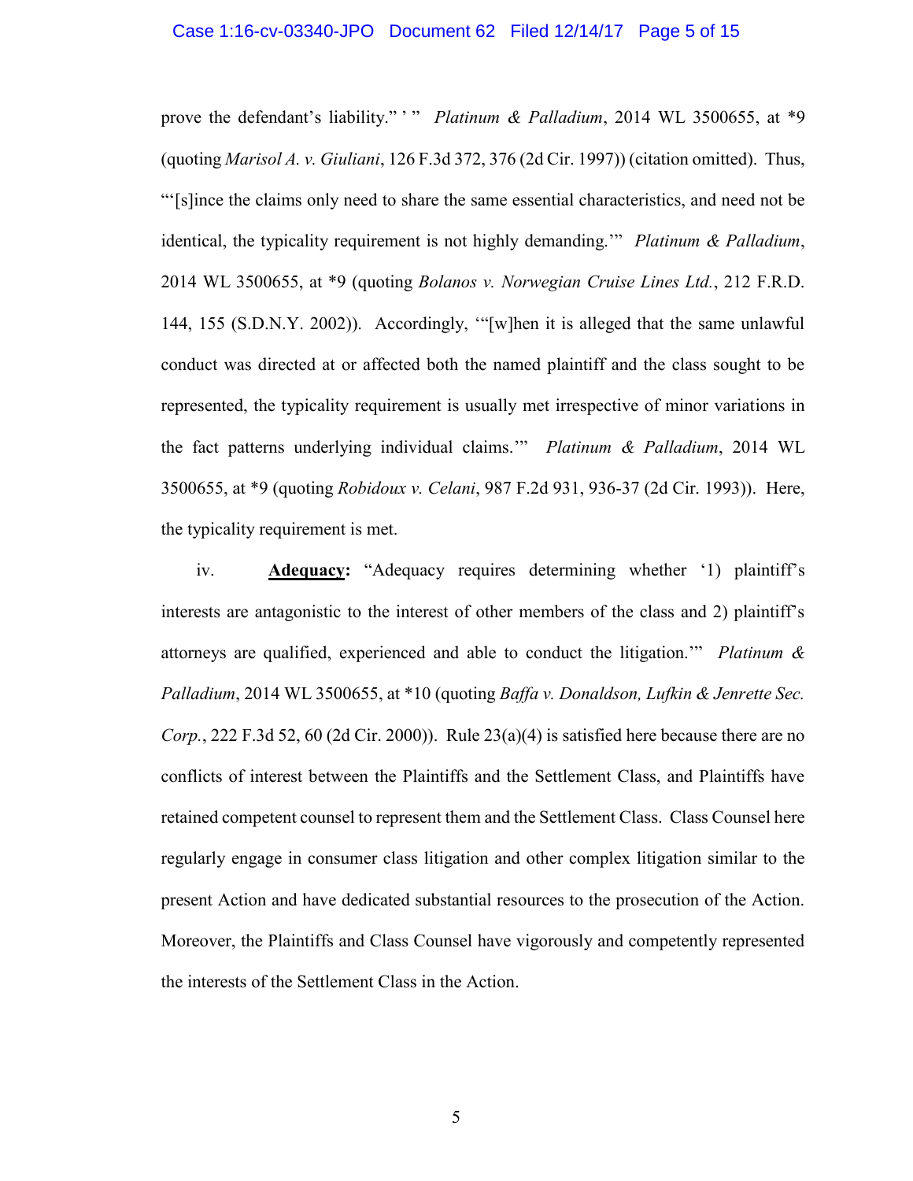prove the defendant's liability." ' " *Platinum & Palladium*, 2014 WL 3500655, at *9 (quoting *Marisol A. v. Giuliani*, 126 F.3d 372, 376 (2d Cir. 1997)) (citation omitted). Thus, "'[s]ince the claims only need to share the same essential characteristics, and need not be identical, the typicality requirement is not highly demanding.'" *Platinum & Palladium*, 2014 WL 3500655, at *9 (quoting *Bolanos v. Norwegian Cruise Lines Ltd.*, 212 F.R.D. 144, 155 (S.D.N.Y. 2002)). Accordingly, '"[w]hen it is alleged that the same unlawful conduct was directed at or affected both the named plaintiff and the class sought to be represented, the typicality requirement is usually met irrespective of minor variations in the fact patterns underlying individual claims.'" *Platinum & Palladium*, 2014 WL 3500655, at *9 (quoting *Robidoux v. Celani*, 987 F.2d 931, 936-37 (2d Cir. 1993)). Here, the typicality requirement is met.

iv. **Adequacy:** "Adequacy requires determining whether '1) plaintiff's interests are antagonistic to the interest of other members of the class and 2) plaintiff's attorneys are qualified, experienced and able to conduct the litigation.'" *Platinum & Palladium*, 2014 WL 3500655, at *10 (quoting *Baffa v. Donaldson, Lufkin & Jenrette Sec. Corp.*, 222 F.3d 52, 60 (2d Cir. 2000)). Rule 23(a)(4) is satisfied here because there are no conflicts of interest between the Plaintiffs and the Settlement Class, and Plaintiffs have retained competent counsel to represent them and the Settlement Class. Class Counsel here regularly engage in consumer class litigation and other complex litigation similar to the present Action and have dedicated substantial resources to the prosecution of the Action. Moreover, the Plaintiffs and Class Counsel have vigorously and competently represented the interests of the Settlement Class in the Action.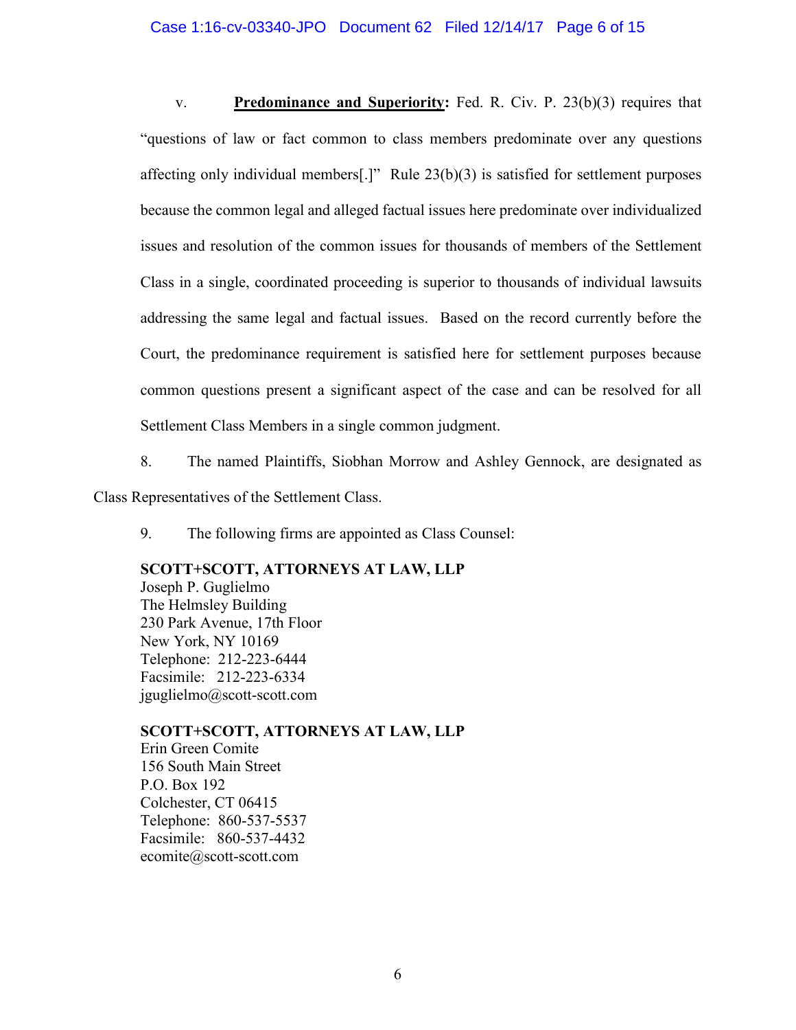v. **Predominance and Superiority:** Fed. R. Civ. P. 23(b)(3) requires that "questions of law or fact common to class members predominate over any questions affecting only individual members[.]" Rule 23(b)(3) is satisfied for settlement purposes because the common legal and alleged factual issues here predominate over individualized issues and resolution of the common issues for thousands of members of the Settlement Class in a single, coordinated proceeding is superior to thousands of individual lawsuits addressing the same legal and factual issues. Based on the record currently before the Court, the predominance requirement is satisfied here for settlement purposes because common questions present a significant aspect of the case and can be resolved for all Settlement Class Members in a single common judgment.

8. The named Plaintiffs, Siobhan Morrow and Ashley Gennock, are designated as Class Representatives of the Settlement Class.

9. The following firms are appointed as Class Counsel:

**SCOTT+SCOTT, ATTORNEYS AT LAW, LLP**
Joseph P. Guglielmo
The Helmsley Building
230 Park Avenue, 17th Floor
New York, NY 10169
Telephone: 212-223-6444
Facsimile: 212-223-6334
jguglielmo@scott-scott.com

**SCOTT+SCOTT, ATTORNEYS AT LAW, LLP**
Erin Green Comite
156 South Main Street
P.O. Box 192
Colchester, CT 06415
Telephone: 860-537-5537
Facsimile: 860-537-4432
ecomite@scott-scott.com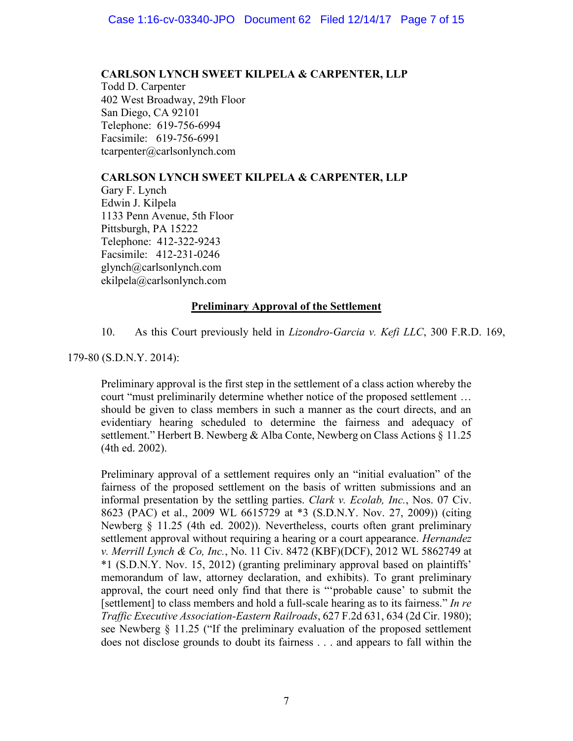**CARLSON LYNCH SWEET KILPELA & CARPENTER, LLP**
Todd D. Carpenter
402 West Broadway, 29th Floor
San Diego, CA 92101
Telephone: 619-756-6994
Facsimile: 619-756-6991
tcarpenter@carlsonlynch.com

**CARLSON LYNCH SWEET KILPELA & CARPENTER, LLP**
Gary F. Lynch
Edwin J. Kilpela
1133 Penn Avenue, 5th Floor
Pittsburgh, PA 15222
Telephone: 412-322-9243
Facsimile: 412-231-0246
glynch@carlsonlynch.com
ekilpela@carlsonlynch.com

## Preliminary Approval of the Settlement

10. As this Court previously held in *Lizondro-Garcia v. Kefi LLC*, 300 F.R.D. 169, 179-80 (S.D.N.Y. 2014):

> Preliminary approval is the first step in the settlement of a class action whereby the court "must preliminarily determine whether notice of the proposed settlement … should be given to class members in such a manner as the court directs, and an evidentiary hearing scheduled to determine the fairness and adequacy of settlement." Herbert B. Newberg & Alba Conte, Newberg on Class Actions § 11.25 (4th ed. 2002).
>
> Preliminary approval of a settlement requires only an "initial evaluation" of the fairness of the proposed settlement on the basis of written submissions and an informal presentation by the settling parties. *Clark v. Ecolab, Inc.*, Nos. 07 Civ. 8623 (PAC) et al., 2009 WL 6615729 at *3 (S.D.N.Y. Nov. 27, 2009)) (citing Newberg § 11.25 (4th ed. 2002)). Nevertheless, courts often grant preliminary settlement approval without requiring a hearing or a court appearance. *Hernandez v. Merrill Lynch & Co, Inc.*, No. 11 Civ. 8472 (KBF)(DCF), 2012 WL 5862749 at *1 (S.D.N.Y. Nov. 15, 2012) (granting preliminary approval based on plaintiffs' memorandum of law, attorney declaration, and exhibits). To grant preliminary approval, the court need only find that there is "'probable cause' to submit the [settlement] to class members and hold a full-scale hearing as to its fairness." *In re Traffic Executive Association-Eastern Railroads*, 627 F.2d 631, 634 (2d Cir. 1980); see Newberg § 11.25 ("If the preliminary evaluation of the proposed settlement does not disclose grounds to doubt its fairness . . . and appears to fall within the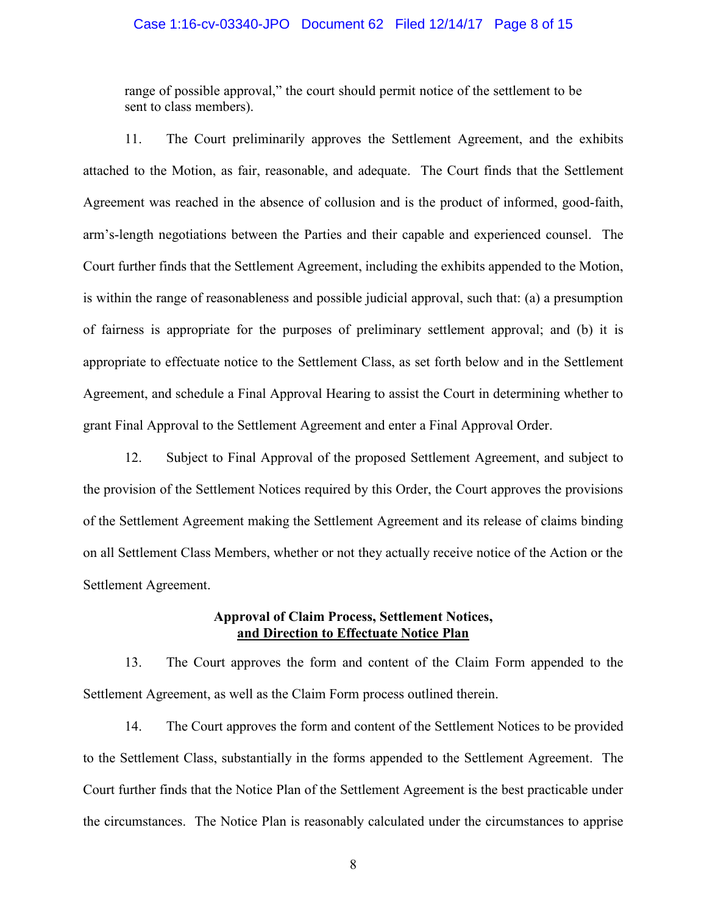range of possible approval," the court should permit notice of the settlement to be sent to class members).

11. The Court preliminarily approves the Settlement Agreement, and the exhibits attached to the Motion, as fair, reasonable, and adequate. The Court finds that the Settlement Agreement was reached in the absence of collusion and is the product of informed, good-faith, arm's-length negotiations between the Parties and their capable and experienced counsel. The Court further finds that the Settlement Agreement, including the exhibits appended to the Motion, is within the range of reasonableness and possible judicial approval, such that: (a) a presumption of fairness is appropriate for the purposes of preliminary settlement approval; and (b) it is appropriate to effectuate notice to the Settlement Class, as set forth below and in the Settlement Agreement, and schedule a Final Approval Hearing to assist the Court in determining whether to grant Final Approval to the Settlement Agreement and enter a Final Approval Order.

12. Subject to Final Approval of the proposed Settlement Agreement, and subject to the provision of the Settlement Notices required by this Order, the Court approves the provisions of the Settlement Agreement making the Settlement Agreement and its release of claims binding on all Settlement Class Members, whether or not they actually receive notice of the Action or the Settlement Agreement.

**Approval of Claim Process, Settlement Notices, and Direction to Effectuate Notice Plan**

13. The Court approves the form and content of the Claim Form appended to the Settlement Agreement, as well as the Claim Form process outlined therein.

14. The Court approves the form and content of the Settlement Notices to be provided to the Settlement Class, substantially in the forms appended to the Settlement Agreement. The Court further finds that the Notice Plan of the Settlement Agreement is the best practicable under the circumstances. The Notice Plan is reasonably calculated under the circumstances to apprise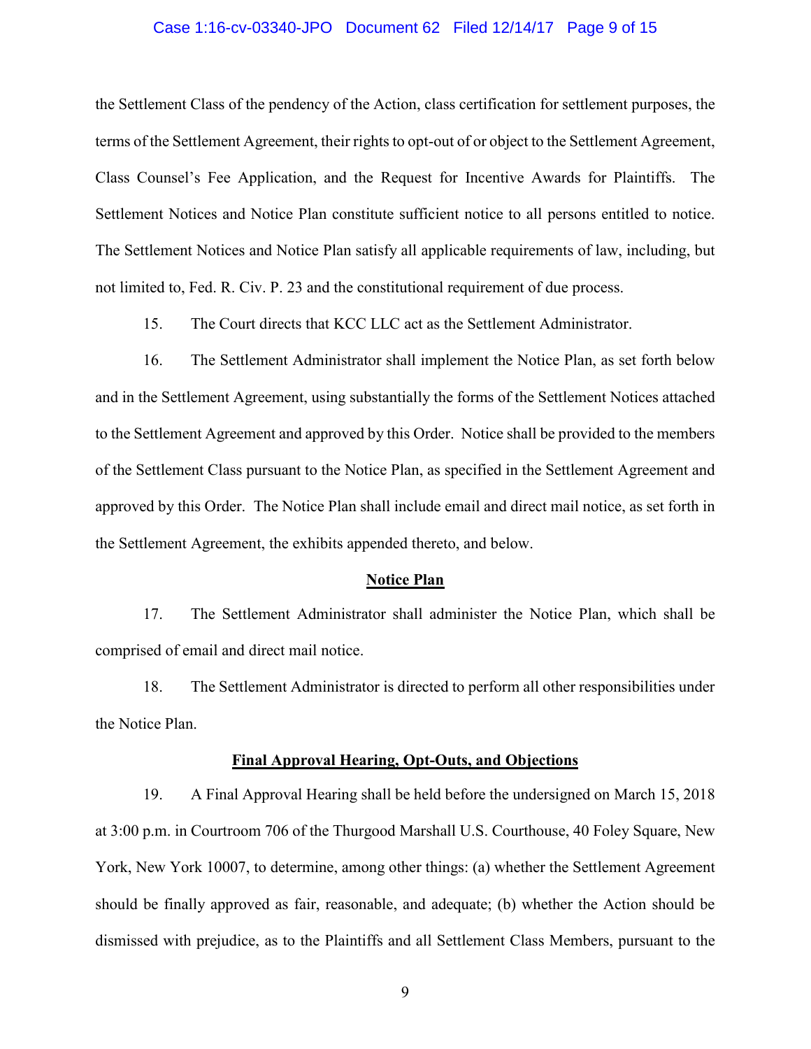the Settlement Class of the pendency of the Action, class certification for settlement purposes, the terms of the Settlement Agreement, their rights to opt-out of or object to the Settlement Agreement, Class Counsel's Fee Application, and the Request for Incentive Awards for Plaintiffs. The Settlement Notices and Notice Plan constitute sufficient notice to all persons entitled to notice. The Settlement Notices and Notice Plan satisfy all applicable requirements of law, including, but not limited to, Fed. R. Civ. P. 23 and the constitutional requirement of due process.

15. The Court directs that KCC LLC act as the Settlement Administrator.

16. The Settlement Administrator shall implement the Notice Plan, as set forth below and in the Settlement Agreement, using substantially the forms of the Settlement Notices attached to the Settlement Agreement and approved by this Order. Notice shall be provided to the members of the Settlement Class pursuant to the Notice Plan, as specified in the Settlement Agreement and approved by this Order. The Notice Plan shall include email and direct mail notice, as set forth in the Settlement Agreement, the exhibits appended thereto, and below.

## Notice Plan

17. The Settlement Administrator shall administer the Notice Plan, which shall be comprised of email and direct mail notice.

18. The Settlement Administrator is directed to perform all other responsibilities under the Notice Plan.

## Final Approval Hearing, Opt-Outs, and Objections

19. A Final Approval Hearing shall be held before the undersigned on March 15, 2018 at 3:00 p.m. in Courtroom 706 of the Thurgood Marshall U.S. Courthouse, 40 Foley Square, New York, New York 10007, to determine, among other things: (a) whether the Settlement Agreement should be finally approved as fair, reasonable, and adequate; (b) whether the Action should be dismissed with prejudice, as to the Plaintiffs and all Settlement Class Members, pursuant to the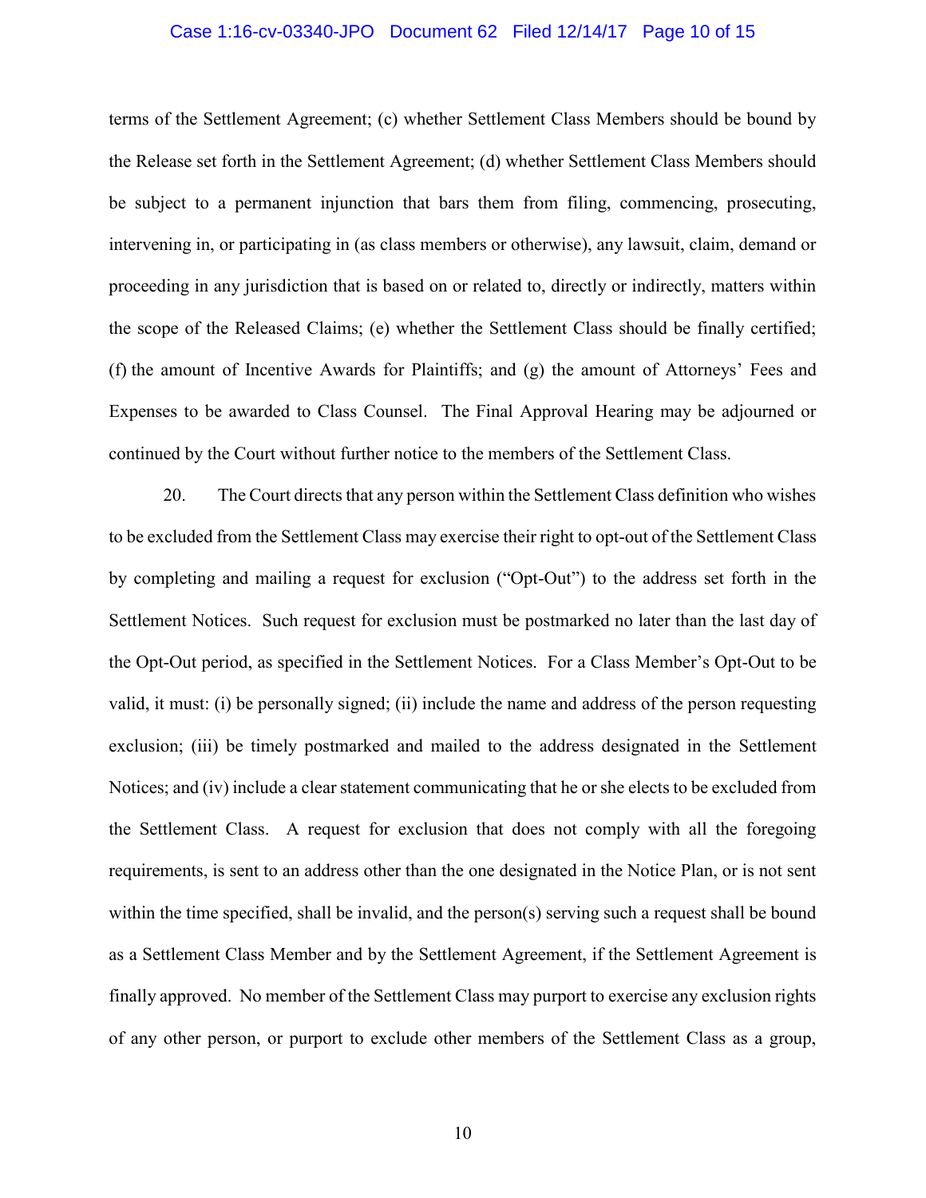terms of the Settlement Agreement; (c) whether Settlement Class Members should be bound by the Release set forth in the Settlement Agreement; (d) whether Settlement Class Members should be subject to a permanent injunction that bars them from filing, commencing, prosecuting, intervening in, or participating in (as class members or otherwise), any lawsuit, claim, demand or proceeding in any jurisdiction that is based on or related to, directly or indirectly, matters within the scope of the Released Claims; (e) whether the Settlement Class should be finally certified; (f) the amount of Incentive Awards for Plaintiffs; and (g) the amount of Attorneys' Fees and Expenses to be awarded to Class Counsel. The Final Approval Hearing may be adjourned or continued by the Court without further notice to the members of the Settlement Class.

20. The Court directs that any person within the Settlement Class definition who wishes to be excluded from the Settlement Class may exercise their right to opt-out of the Settlement Class by completing and mailing a request for exclusion ("Opt-Out") to the address set forth in the Settlement Notices. Such request for exclusion must be postmarked no later than the last day of the Opt-Out period, as specified in the Settlement Notices. For a Class Member's Opt-Out to be valid, it must: (i) be personally signed; (ii) include the name and address of the person requesting exclusion; (iii) be timely postmarked and mailed to the address designated in the Settlement Notices; and (iv) include a clear statement communicating that he or she elects to be excluded from the Settlement Class. A request for exclusion that does not comply with all the foregoing requirements, is sent to an address other than the one designated in the Notice Plan, or is not sent within the time specified, shall be invalid, and the person(s) serving such a request shall be bound as a Settlement Class Member and by the Settlement Agreement, if the Settlement Agreement is finally approved. No member of the Settlement Class may purport to exercise any exclusion rights of any other person, or purport to exclude other members of the Settlement Class as a group,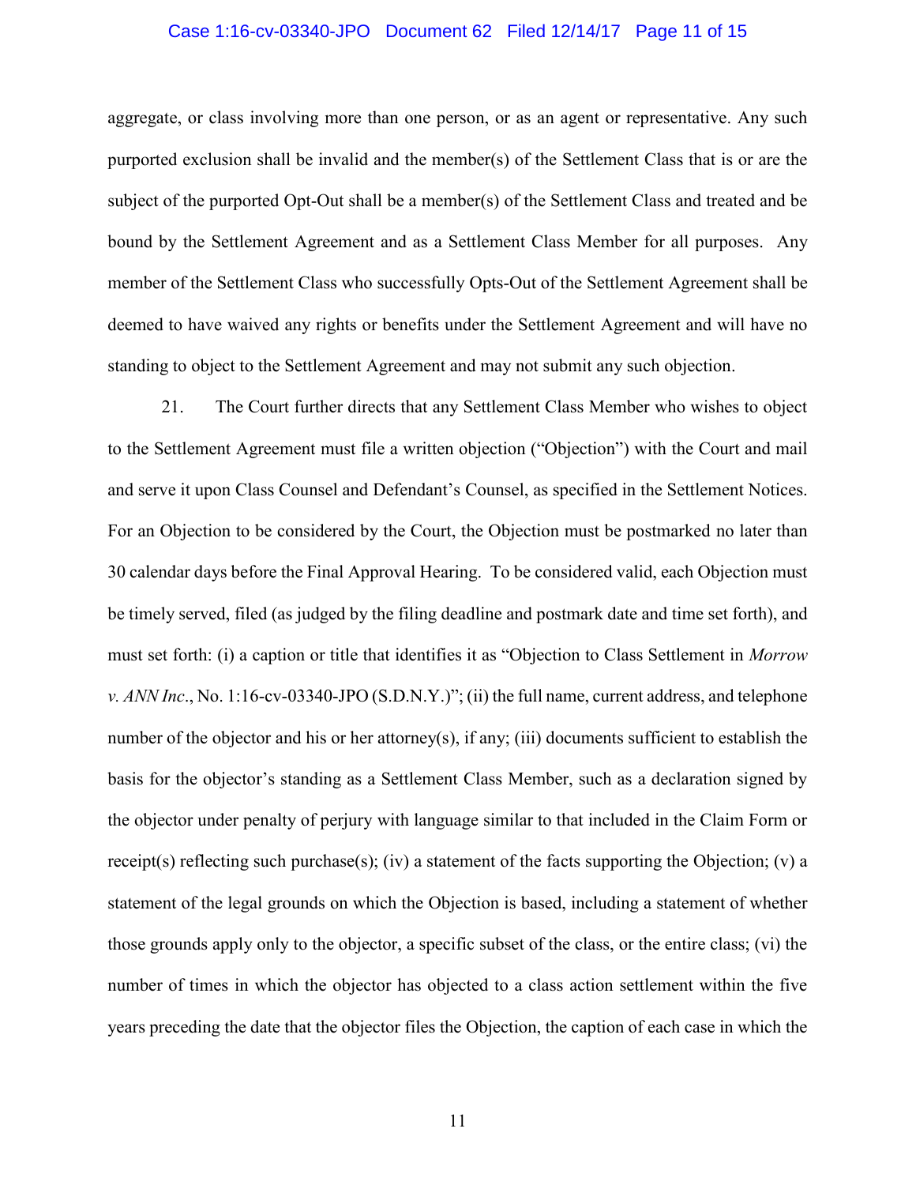aggregate, or class involving more than one person, or as an agent or representative. Any such purported exclusion shall be invalid and the member(s) of the Settlement Class that is or are the subject of the purported Opt-Out shall be a member(s) of the Settlement Class and treated and be bound by the Settlement Agreement and as a Settlement Class Member for all purposes. Any member of the Settlement Class who successfully Opts-Out of the Settlement Agreement shall be deemed to have waived any rights or benefits under the Settlement Agreement and will have no standing to object to the Settlement Agreement and may not submit any such objection.

21. The Court further directs that any Settlement Class Member who wishes to object to the Settlement Agreement must file a written objection ("Objection") with the Court and mail and serve it upon Class Counsel and Defendant's Counsel, as specified in the Settlement Notices. For an Objection to be considered by the Court, the Objection must be postmarked no later than 30 calendar days before the Final Approval Hearing. To be considered valid, each Objection must be timely served, filed (as judged by the filing deadline and postmark date and time set forth), and must set forth: (i) a caption or title that identifies it as "Objection to Class Settlement in *Morrow v. ANN Inc*., No. 1:16-cv-03340-JPO (S.D.N.Y.)"; (ii) the full name, current address, and telephone number of the objector and his or her attorney(s), if any; (iii) documents sufficient to establish the basis for the objector's standing as a Settlement Class Member, such as a declaration signed by the objector under penalty of perjury with language similar to that included in the Claim Form or receipt(s) reflecting such purchase(s); (iv) a statement of the facts supporting the Objection; (v) a statement of the legal grounds on which the Objection is based, including a statement of whether those grounds apply only to the objector, a specific subset of the class, or the entire class; (vi) the number of times in which the objector has objected to a class action settlement within the five years preceding the date that the objector files the Objection, the caption of each case in which the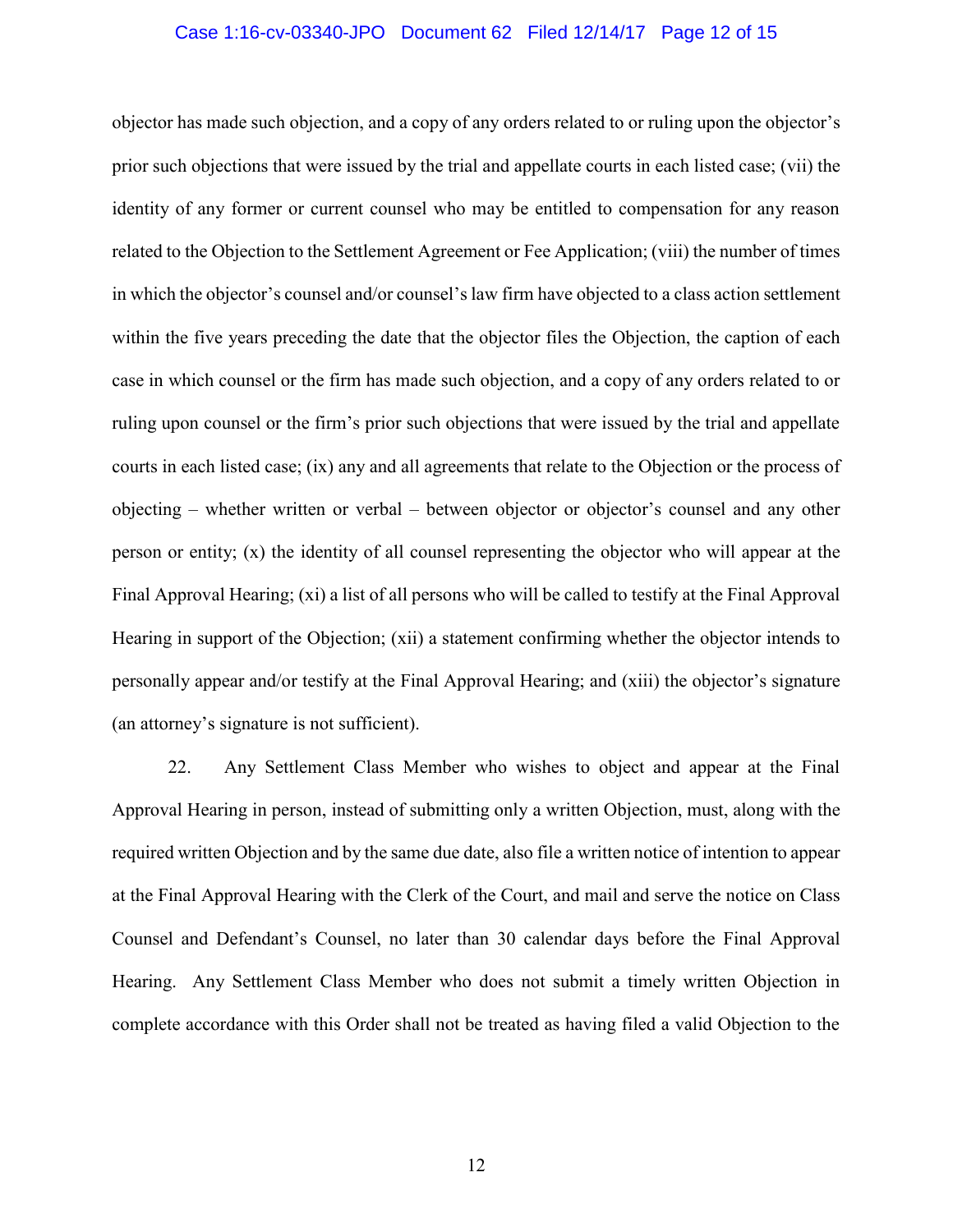objector has made such objection, and a copy of any orders related to or ruling upon the objector's prior such objections that were issued by the trial and appellate courts in each listed case; (vii) the identity of any former or current counsel who may be entitled to compensation for any reason related to the Objection to the Settlement Agreement or Fee Application; (viii) the number of times in which the objector's counsel and/or counsel's law firm have objected to a class action settlement within the five years preceding the date that the objector files the Objection, the caption of each case in which counsel or the firm has made such objection, and a copy of any orders related to or ruling upon counsel or the firm's prior such objections that were issued by the trial and appellate courts in each listed case; (ix) any and all agreements that relate to the Objection or the process of objecting – whether written or verbal – between objector or objector's counsel and any other person or entity; (x) the identity of all counsel representing the objector who will appear at the Final Approval Hearing; (xi) a list of all persons who will be called to testify at the Final Approval Hearing in support of the Objection; (xii) a statement confirming whether the objector intends to personally appear and/or testify at the Final Approval Hearing; and (xiii) the objector's signature (an attorney's signature is not sufficient).

22. Any Settlement Class Member who wishes to object and appear at the Final Approval Hearing in person, instead of submitting only a written Objection, must, along with the required written Objection and by the same due date, also file a written notice of intention to appear at the Final Approval Hearing with the Clerk of the Court, and mail and serve the notice on Class Counsel and Defendant's Counsel, no later than 30 calendar days before the Final Approval Hearing. Any Settlement Class Member who does not submit a timely written Objection in complete accordance with this Order shall not be treated as having filed a valid Objection to the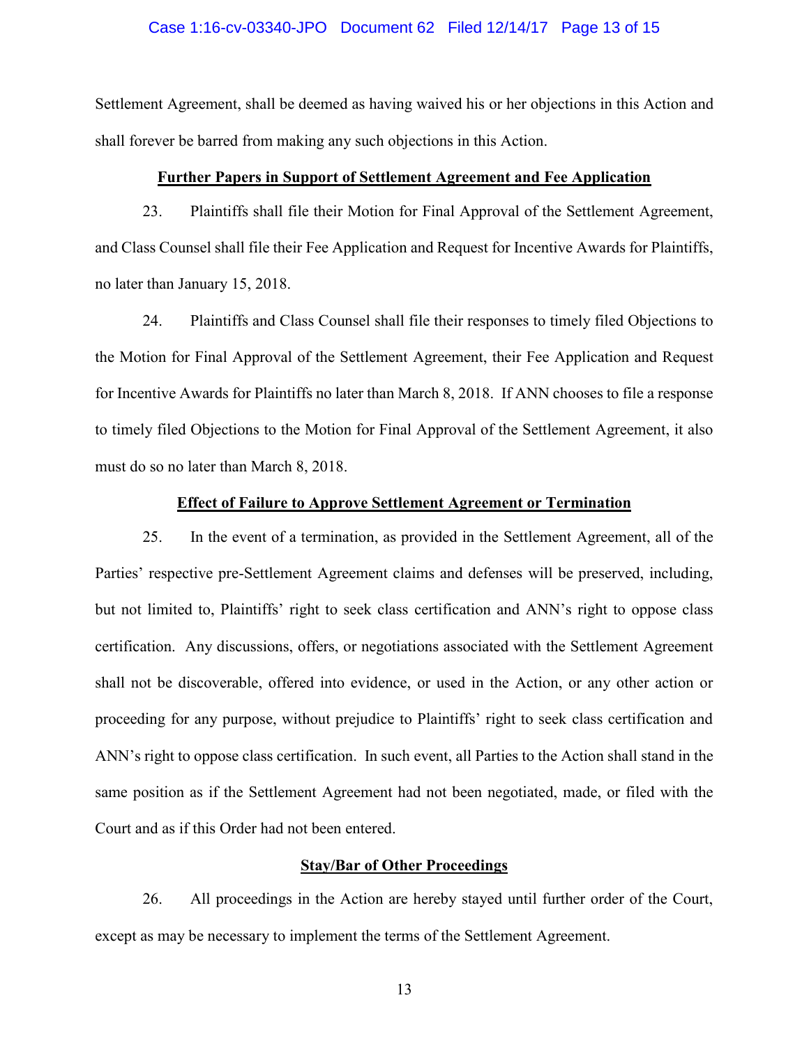Settlement Agreement, shall be deemed as having waived his or her objections in this Action and shall forever be barred from making any such objections in this Action.

**Further Papers in Support of Settlement Agreement and Fee Application**

23. Plaintiffs shall file their Motion for Final Approval of the Settlement Agreement, and Class Counsel shall file their Fee Application and Request for Incentive Awards for Plaintiffs, no later than January 15, 2018.

24. Plaintiffs and Class Counsel shall file their responses to timely filed Objections to the Motion for Final Approval of the Settlement Agreement, their Fee Application and Request for Incentive Awards for Plaintiffs no later than March 8, 2018. If ANN chooses to file a response to timely filed Objections to the Motion for Final Approval of the Settlement Agreement, it also must do so no later than March 8, 2018.

**Effect of Failure to Approve Settlement Agreement or Termination**

25. In the event of a termination, as provided in the Settlement Agreement, all of the Parties' respective pre-Settlement Agreement claims and defenses will be preserved, including, but not limited to, Plaintiffs' right to seek class certification and ANN's right to oppose class certification. Any discussions, offers, or negotiations associated with the Settlement Agreement shall not be discoverable, offered into evidence, or used in the Action, or any other action or proceeding for any purpose, without prejudice to Plaintiffs' right to seek class certification and ANN's right to oppose class certification. In such event, all Parties to the Action shall stand in the same position as if the Settlement Agreement had not been negotiated, made, or filed with the Court and as if this Order had not been entered.

**Stay/Bar of Other Proceedings**

26. All proceedings in the Action are hereby stayed until further order of the Court, except as may be necessary to implement the terms of the Settlement Agreement.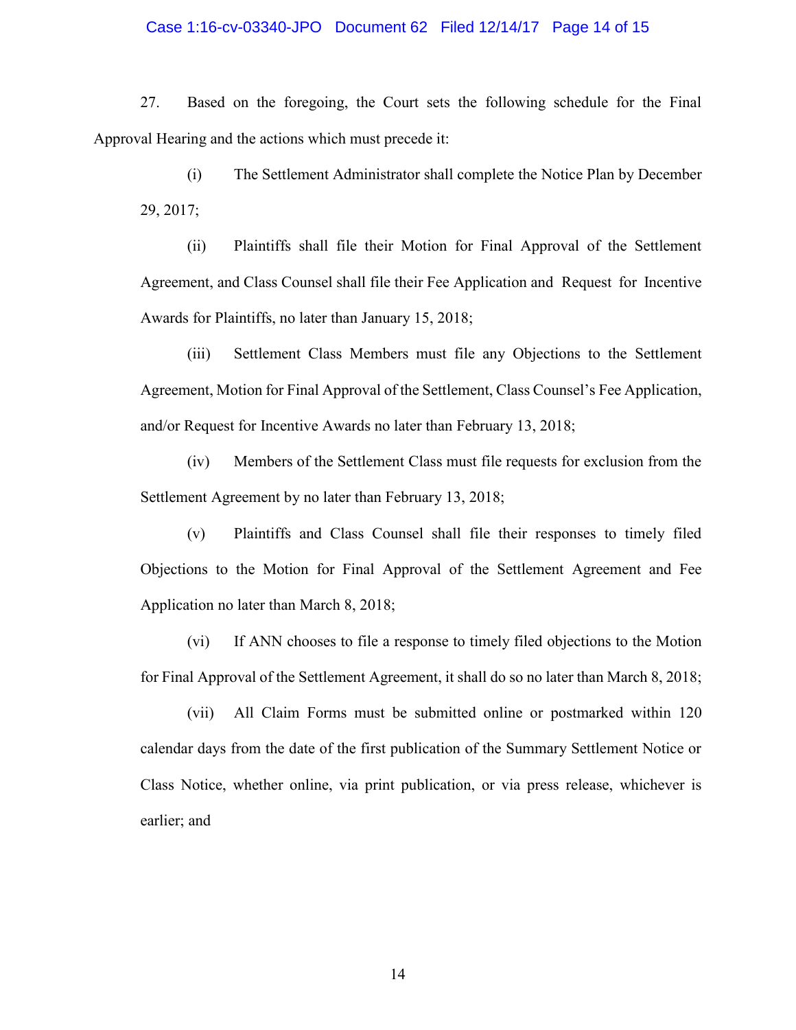27. Based on the foregoing, the Court sets the following schedule for the Final Approval Hearing and the actions which must precede it:

(i) The Settlement Administrator shall complete the Notice Plan by December 29, 2017;

(ii) Plaintiffs shall file their Motion for Final Approval of the Settlement Agreement, and Class Counsel shall file their Fee Application and Request for Incentive Awards for Plaintiffs, no later than January 15, 2018;

(iii) Settlement Class Members must file any Objections to the Settlement Agreement, Motion for Final Approval of the Settlement, Class Counsel's Fee Application, and/or Request for Incentive Awards no later than February 13, 2018;

(iv) Members of the Settlement Class must file requests for exclusion from the Settlement Agreement by no later than February 13, 2018;

(v) Plaintiffs and Class Counsel shall file their responses to timely filed Objections to the Motion for Final Approval of the Settlement Agreement and Fee Application no later than March 8, 2018;

(vi) If ANN chooses to file a response to timely filed objections to the Motion for Final Approval of the Settlement Agreement, it shall do so no later than March 8, 2018;

(vii) All Claim Forms must be submitted online or postmarked within 120 calendar days from the date of the first publication of the Summary Settlement Notice or Class Notice, whether online, via print publication, or via press release, whichever is earlier; and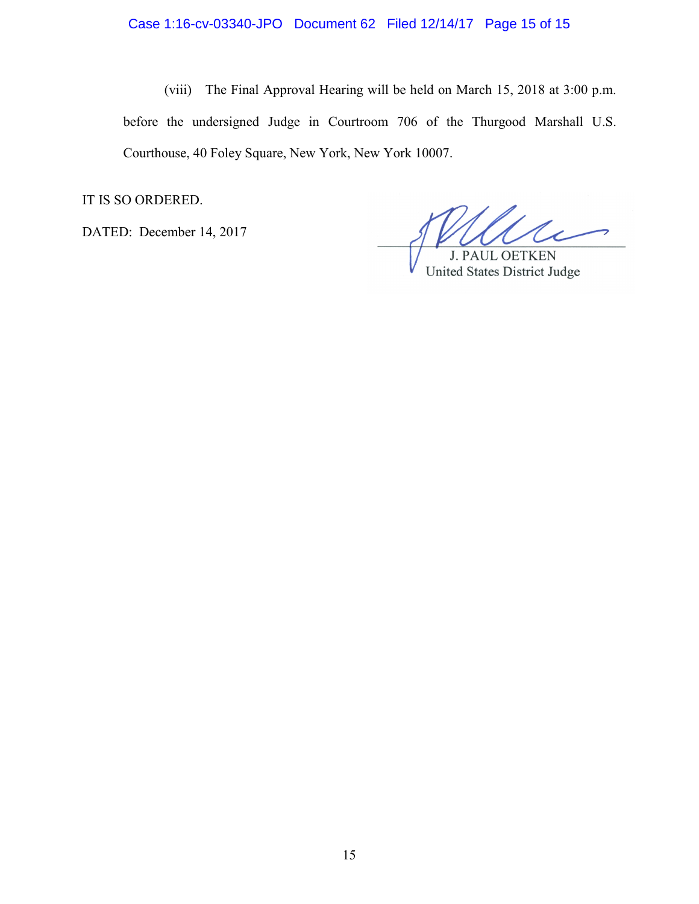(viii) The Final Approval Hearing will be held on March 15, 2018 at 3:00 p.m. before the undersigned Judge in Courtroom 706 of the Thurgood Marshall U.S. Courthouse, 40 Foley Square, New York, New York 10007.

IT IS SO ORDERED.

DATED: December 14, 2017

J. PAUL OETKEN
United States District Judge